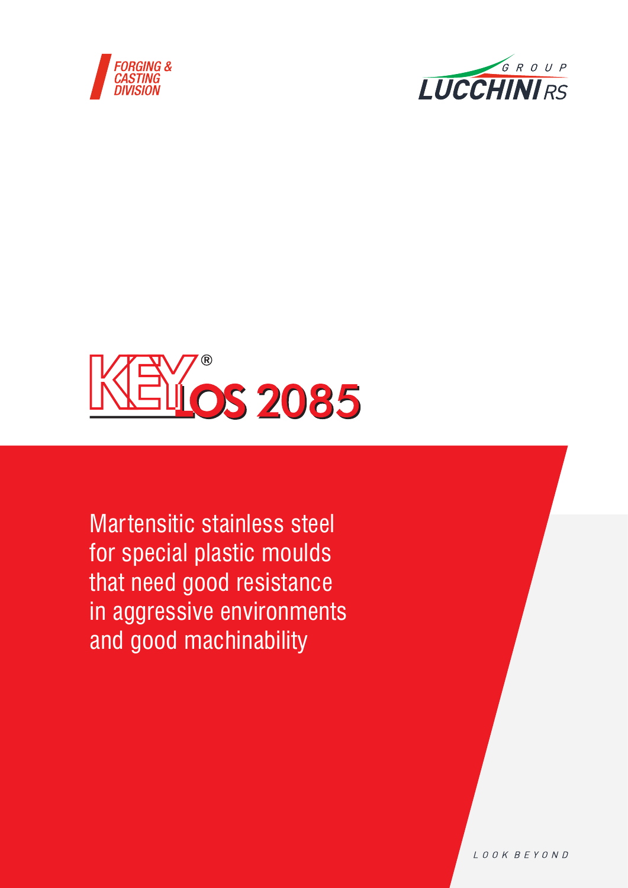FORGING & CASTING DIVISION

LUCCHINI RS GROUP

# KEYLOS® 2085

Martensitic stainless steel for special plastic moulds that need good resistance in aggressive environments and good machinability

LOOK BEYOND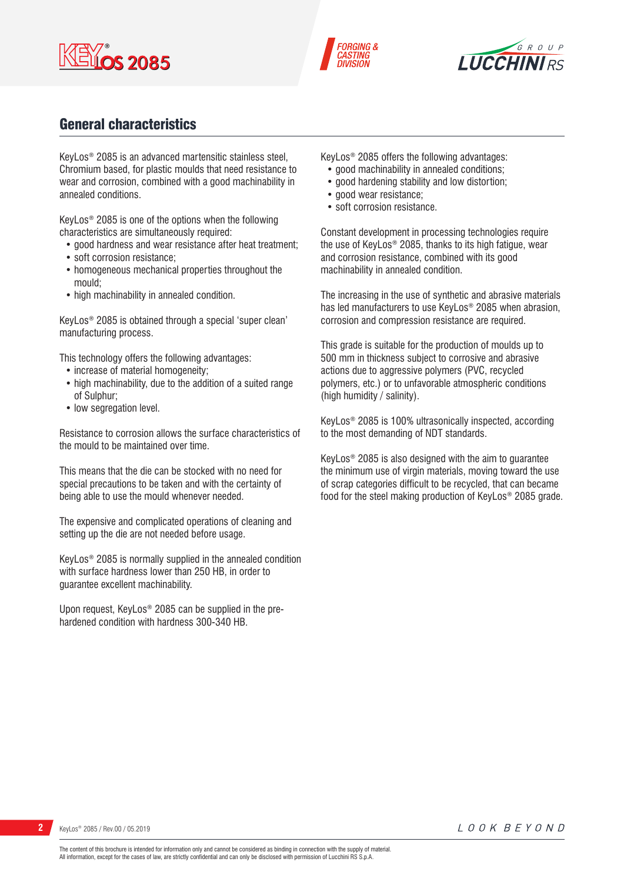## General characteristics

KeyLos® 2085 is an advanced martensitic stainless steel, Chromium based, for plastic moulds that need resistance to wear and corrosion, combined with a good machinability in annealed conditions.

KeyLos® 2085 is one of the options when the following characteristics are simultaneously required:

- good hardness and wear resistance after heat treatment;
- soft corrosion resistance;
- homogeneous mechanical properties throughout the mould;
- high machinability in annealed condition.

KeyLos® 2085 is obtained through a special 'super clean' manufacturing process.

This technology offers the following advantages:

- increase of material homogeneity;
- high machinability, due to the addition of a suited range of Sulphur;
- low segregation level.

Resistance to corrosion allows the surface characteristics of the mould to be maintained over time.

This means that the die can be stocked with no need for special precautions to be taken and with the certainty of being able to use the mould whenever needed.

The expensive and complicated operations of cleaning and setting up the die are not needed before usage.

KeyLos® 2085 is normally supplied in the annealed condition with surface hardness lower than 250 HB, in order to guarantee excellent machinability.

Upon request, KeyLos® 2085 can be supplied in the pre-hardened condition with hardness 300-340 HB.

KeyLos® 2085 offers the following advantages:

- good machinability in annealed conditions;
- good hardening stability and low distortion;
- good wear resistance;
- soft corrosion resistance.

Constant development in processing technologies require the use of KeyLos® 2085, thanks to its high fatigue, wear and corrosion resistance, combined with its good machinability in annealed condition.

The increasing in the use of synthetic and abrasive materials has led manufacturers to use KeyLos® 2085 when abrasion, corrosion and compression resistance are required.

This grade is suitable for the production of moulds up to 500 mm in thickness subject to corrosive and abrasive actions due to aggressive polymers (PVC, recycled polymers, etc.) or to unfavorable atmospheric conditions (high humidity / salinity).

KeyLos® 2085 is 100% ultrasonically inspected, according to the most demanding of NDT standards.

KeyLos® 2085 is also designed with the aim to guarantee the minimum use of virgin materials, moving toward the use of scrap categories difficult to be recycled, that can became food for the steel making production of KeyLos® 2085 grade.

The content of this brochure is intended for information only and cannot be considered as binding in connection with the supply of material.
All information, except for the cases of law, are strictly confidential and can only be disclosed with permission of Lucchini RS S.p.A.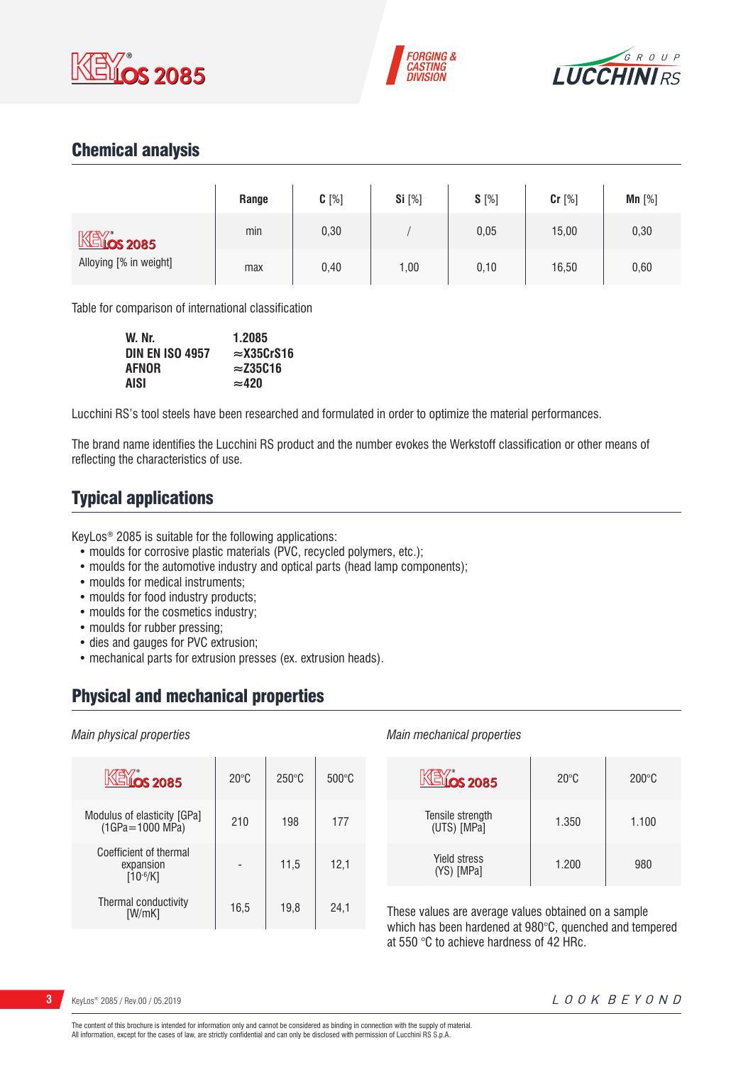## Chemical analysis

| | Range | C [%] | Si [%] | S [%] | Cr [%] | Mn [%] |
|---|---|---|---|---|---|---|
| KeyLos 2085 Alloying [% in weight] | min | 0,30 | / | 0,05 | 15,00 | 0,30 |
| | max | 0,40 | 1,00 | 0,10 | 16,50 | 0,60 |

Table for comparison of international classification

| | |
|---|---|
| **W. Nr.** | **1.2085** |
| **DIN EN ISO 4957** | **≈X35CrS16** |
| **AFNOR** | **≈Z35C16** |
| **AISI** | **≈420** |

Lucchini RS's tool steels have been researched and formulated in order to optimize the material performances.

The brand name identifies the Lucchini RS product and the number evokes the Werkstoff classification or other means of reflecting the characteristics of use.

## Typical applications

KeyLos® 2085 is suitable for the following applications:

- moulds for corrosive plastic materials (PVC, recycled polymers, etc.);
- moulds for the automotive industry and optical parts (head lamp components);
- moulds for medical instruments;
- moulds for food industry products;
- moulds for the cosmetics industry;
- moulds for rubber pressing;
- dies and gauges for PVC extrusion;
- mechanical parts for extrusion presses (ex. extrusion heads).

## Physical and mechanical properties

*Main physical properties*

| KeyLos 2085 | 20°C | 250°C | 500°C |
|---|---|---|---|
| Modulus of elasticity [GPa] (1GPa=1000 MPa) | 210 | 198 | 177 |
| Coefficient of thermal expansion [$10^{-6}$/K] | - | 11,5 | 12,1 |
| Thermal conductivity [W/mK] | 16,5 | 19,8 | 24,1 |

*Main mechanical properties*

| KeyLos 2085 | 20°C | 200°C |
|---|---|---|
| Tensile strength (UTS) [MPa] | 1.350 | 1.100 |
| Yield stress (YS) [MPa] | 1.200 | 980 |

These values are average values obtained on a sample which has been hardened at 980°C, quenched and tempered at 550 °C to achieve hardness of 42 HRc.

The content of this brochure is intended for information only and cannot be considered as binding in connection with the supply of material.
All information, except for the cases of law, are strictly confidential and can only be disclosed with permission of Lucchini RS S.p.A.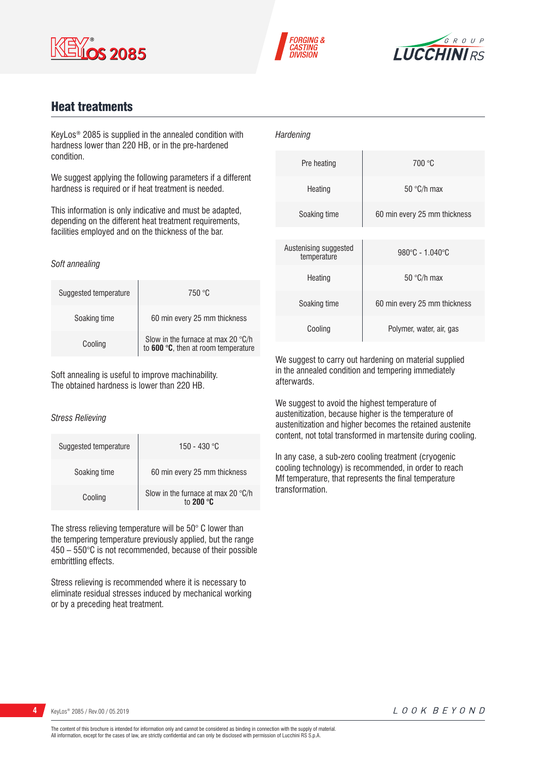## Heat treatments

KeyLos® 2085 is supplied in the annealed condition with hardness lower than 220 HB, or in the pre-hardened condition.

We suggest applying the following parameters if a different hardness is required or if heat treatment is needed.

This information is only indicative and must be adapted, depending on the different heat treatment requirements, facilities employed and on the thickness of the bar.

*Soft annealing*

| Suggested temperature | 750 °C |
|---|---|
| Soaking time | 60 min every 25 mm thickness |
| Cooling | Slow in the furnace at max 20 °C/h to **600 °C**, then at room temperature |

Soft annealing is useful to improve machinability. The obtained hardness is lower than 220 HB.

*Stress Relieving*

| Suggested temperature | 150 - 430 °C |
|---|---|
| Soaking time | 60 min every 25 mm thickness |
| Cooling | Slow in the furnace at max 20 °C/h to **200 °C** |

The stress relieving temperature will be 50° C lower than the tempering temperature previously applied, but the range 450 – 550°C is not recommended, because of their possible embrittling effects.

Stress relieving is recommended where it is necessary to eliminate residual stresses induced by mechanical working or by a preceding heat treatment.

*Hardening*

| Pre heating | 700 °C |
|---|---|
| Heating | 50 °C/h max |
| Soaking time | 60 min every 25 mm thickness |

| Austenising suggested temperature | 980°C - 1.040°C |
|---|---|
| Heating | 50 °C/h max |
| Soaking time | 60 min every 25 mm thickness |
| Cooling | Polymer, water, air, gas |

We suggest to carry out hardening on material supplied in the annealed condition and tempering immediately afterwards.

We suggest to avoid the highest temperature of austenitization, because higher is the temperature of austenitization and higher becomes the retained austenite content, not total transformed in martensite during cooling.

In any case, a sub-zero cooling treatment (cryogenic cooling technology) is recommended, in order to reach Mf temperature, that represents the final temperature transformation.

The content of this brochure is intended for information only and cannot be considered as binding in connection with the supply of material.
All information, except for the cases of law, are strictly confidential and can only be disclosed with permission of Lucchini RS S.p.A.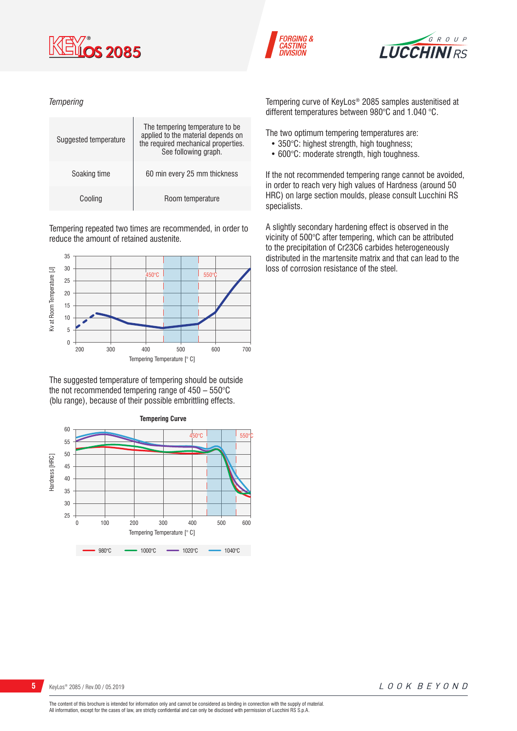*Tempering*

| Suggested temperature | The tempering temperature to be applied to the material depends on the required mechanical properties. See following graph. |
|---|---|
| Soaking time | 60 min every 25 mm thickness |
| Cooling | Room temperature |

Tempering repeated two times are recommended, in order to reduce the amount of retained austenite.

The suggested temperature of tempering should be outside the not recommended tempering range of 450 – 550°C (blu range), because of their possible embrittling effects.

Tempering curve of KeyLos® 2085 samples austenitised at different temperatures between 980°C and 1.040 °C.

The two optimum tempering temperatures are:

- 350°C: highest strength, high toughness;
- 600°C: moderate strength, high toughness.

If the not recommended tempering range cannot be avoided, in order to reach very high values of Hardness (around 50 HRC) on large section moulds, please consult Lucchini RS specialists.

A slightly secondary hardening effect is observed in the vicinity of 500°C after tempering, which can be attributed to the precipitation of $Cr_{23}C_6$ carbides heterogeneously distributed in the martensite matrix and that can lead to the loss of corrosion resistance of the steel.

The content of this brochure is intended for information only and cannot be considered as binding in connection with the supply of material.
All information, except for the cases of law, are strictly confidential and can only be disclosed with permission of Lucchini RS S.p.A.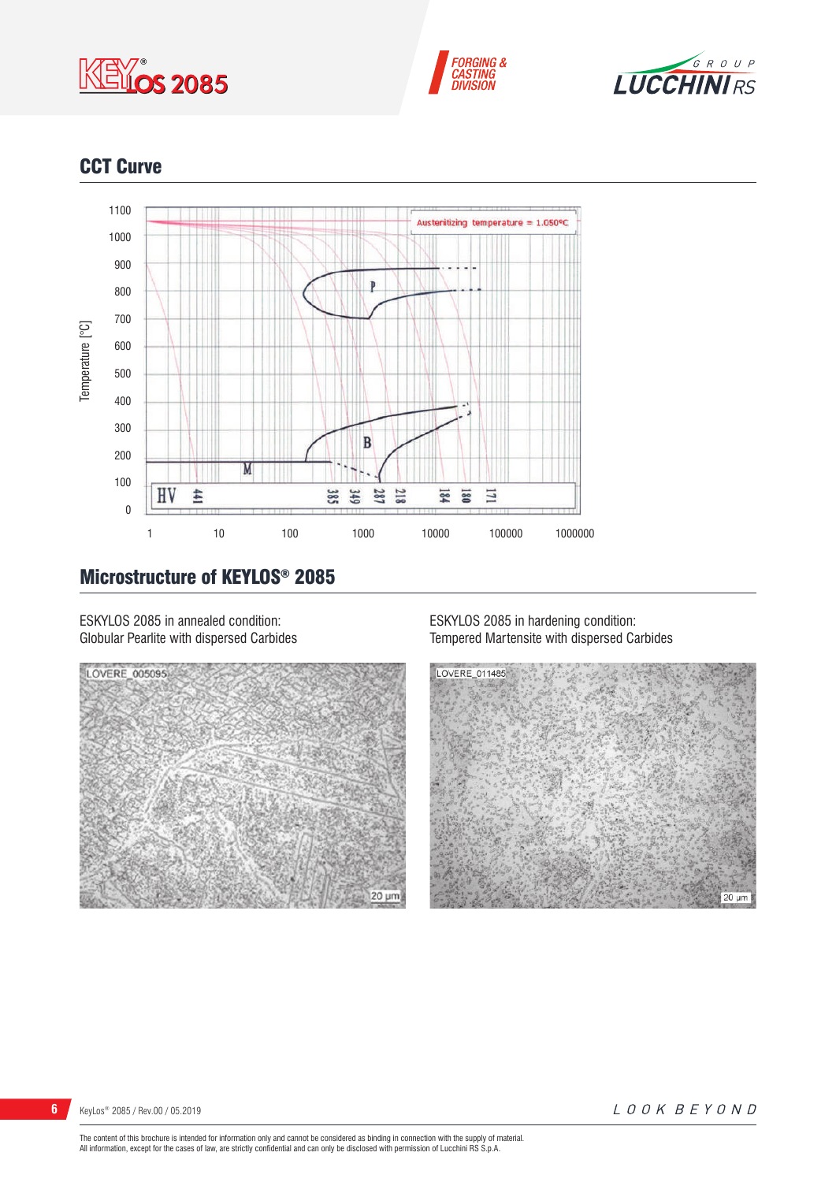## CCT Curve

Austenitizing temperature = 1.050°C

Temperature [°C]

HV 441 385 349 287 218 184 180 171

## Microstructure of KEYLOS® 2085

ESKYLOS 2085 in annealed condition:
Globular Pearlite with dispersed Carbides

ESKYLOS 2085 in hardening condition:
Tempered Martensite with dispersed Carbides

The content of this brochure is intended for information only and cannot be considered as binding in connection with the supply of material.
All information, except for the cases of law, are strictly confidential and can only be disclosed with permission of Lucchini RS S.p.A.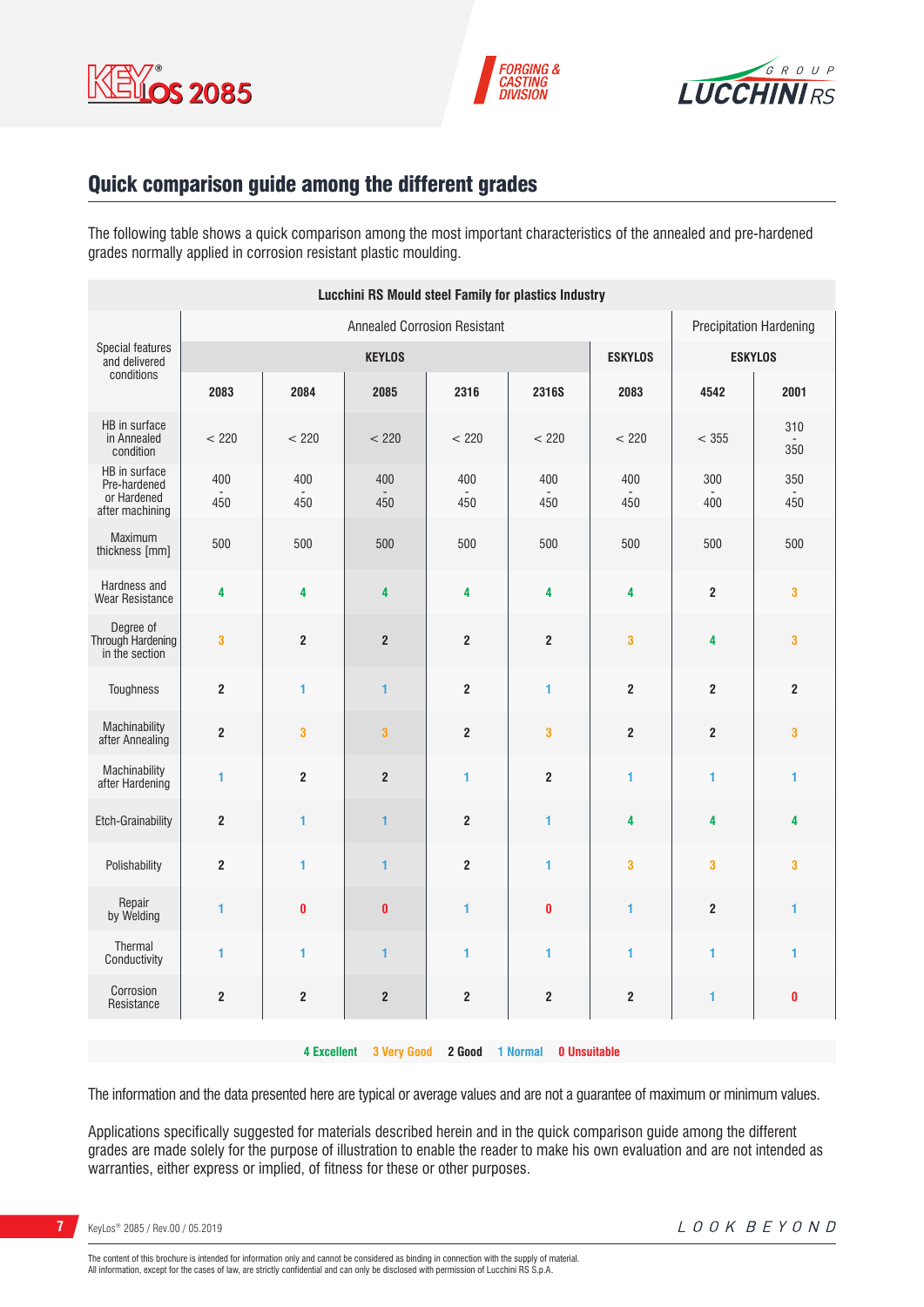## Quick comparison guide among the different grades

The following table shows a quick comparison among the most important characteristics of the annealed and pre-hardened grades normally applied in corrosion resistant plastic moulding.

| Lucchini RS Mould steel Family for plastics Industry | | | | | | | | |
|---|---|---|---|---|---|---|---|---|
| Special features and delivered conditions | Annealed Corrosion Resistant | | | | | | Precipitation Hardening | |
| | KEYLOS | | | | | ESKYLOS | ESKYLOS | |
| | 2083 | 2084 | 2085 | 2316 | 2316S | 2083 | 4542 | 2001 |
| HB in surface in Annealed condition | < 220 | < 220 | < 220 | < 220 | < 220 | < 220 | < 355 | 310 - 350 |
| HB in surface Pre-hardened or Hardened after machining | 400 - 450 | 400 - 450 | 400 - 450 | 400 - 450 | 400 - 450 | 400 - 450 | 300 - 400 | 350 - 450 |
| Maximum thickness [mm] | 500 | 500 | 500 | 500 | 500 | 500 | 500 | 500 |
| Hardness and Wear Resistance | 4 | 4 | 4 | 4 | 4 | 4 | 2 | 3 |
| Degree of Through Hardening in the section | 3 | 2 | 2 | 2 | 2 | 3 | 4 | 3 |
| Toughness | 2 | 1 | 1 | 2 | 1 | 2 | 2 | 2 |
| Machinability after Annealing | 2 | 3 | 3 | 2 | 3 | 2 | 2 | 3 |
| Machinability after Hardening | 1 | 2 | 2 | 1 | 2 | 1 | 1 | 1 |
| Etch-Grainability | 2 | 1 | 1 | 2 | 1 | 4 | 4 | 4 |
| Polishability | 2 | 1 | 1 | 2 | 1 | 3 | 3 | 3 |
| Repair by Welding | 1 | 0 | 0 | 1 | 0 | 1 | 2 | 1 |
| Thermal Conductivity | 1 | 1 | 1 | 1 | 1 | 1 | 1 | 1 |
| Corrosion Resistance | 2 | 2 | 2 | 2 | 2 | 2 | 1 | 0 |

**4 Excellent** **3 Very Good** **2 Good** **1 Normal** **0 Unsuitable**

The information and the data presented here are typical or average values and are not a guarantee of maximum or minimum values.

Applications specifically suggested for materials described herein and in the quick comparison guide among the different grades are made solely for the purpose of illustration to enable the reader to make his own evaluation and are not intended as warranties, either express or implied, of fitness for these or other purposes.

The content of this brochure is intended for information only and cannot be considered as binding in connection with the supply of material.
All information, except for the cases of law, are strictly confidential and can only be disclosed with permission of Lucchini RS S.p.A.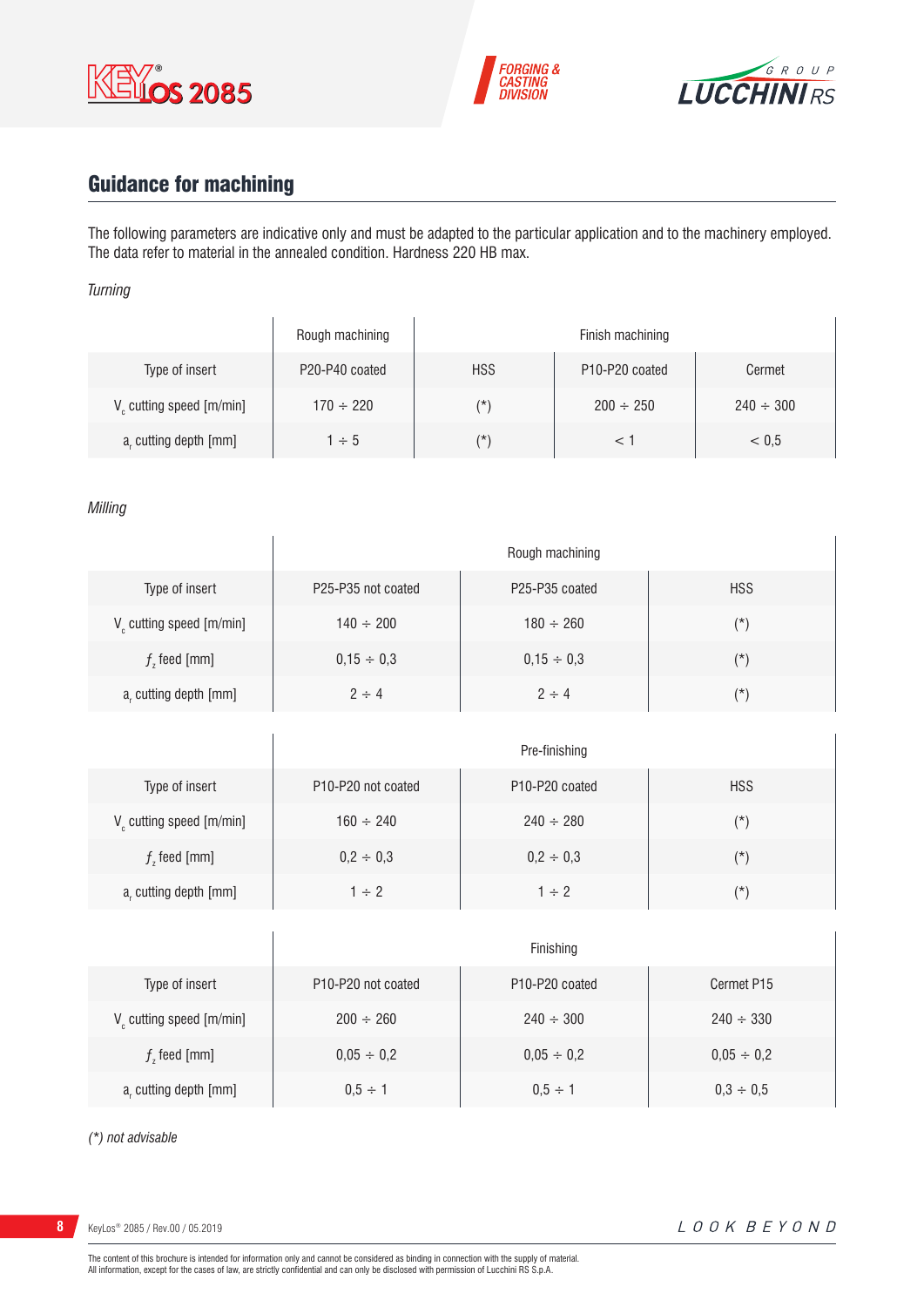## Guidance for machining

The following parameters are indicative only and must be adapted to the particular application and to the machinery employed. The data refer to material in the annealed condition. Hardness 220 HB max.

*Turning*

| | Rough machining | Finish machining | | |
|---|---|---|---|---|
| Type of insert | P20-P40 coated | HSS | P10-P20 coated | Cermet |
| $V_c$ cutting speed [m/min] | 170 ÷ 220 | (*) | 200 ÷ 250 | 240 ÷ 300 |
| $a_r$ cutting depth [mm] | 1 ÷ 5 | (*) | < 1 | < 0,5 |

*Milling*

| | Rough machining | | |
|---|---|---|---|
| Type of insert | P25-P35 not coated | P25-P35 coated | HSS |
| $V_c$ cutting speed [m/min] | 140 ÷ 200 | 180 ÷ 260 | (*) |
| $f_z$ feed [mm] | 0,15 ÷ 0,3 | 0,15 ÷ 0,3 | (*) |
| $a_r$ cutting depth [mm] | 2 ÷ 4 | 2 ÷ 4 | (*) |

| | Pre-finishing | | |
|---|---|---|---|
| Type of insert | P10-P20 not coated | P10-P20 coated | HSS |
| $V_c$ cutting speed [m/min] | 160 ÷ 240 | 240 ÷ 280 | (*) |
| $f_z$ feed [mm] | 0,2 ÷ 0,3 | 0,2 ÷ 0,3 | (*) |
| $a_r$ cutting depth [mm] | 1 ÷ 2 | 1 ÷ 2 | (*) |

| | Finishing | | |
|---|---|---|---|
| Type of insert | P10-P20 not coated | P10-P20 coated | Cermet P15 |
| $V_c$ cutting speed [m/min] | 200 ÷ 260 | 240 ÷ 300 | 240 ÷ 330 |
| $f_z$ feed [mm] | 0,05 ÷ 0,2 | 0,05 ÷ 0,2 | 0,05 ÷ 0,2 |
| $a_r$ cutting depth [mm] | 0,5 ÷ 1 | 0,5 ÷ 1 | 0,3 ÷ 0,5 |

*(*) not advisable*

The content of this brochure is intended for information only and cannot be considered as binding in connection with the supply of material.
All information, except for the cases of law, are strictly confidential and can only be disclosed with permission of Lucchini RS S.p.A.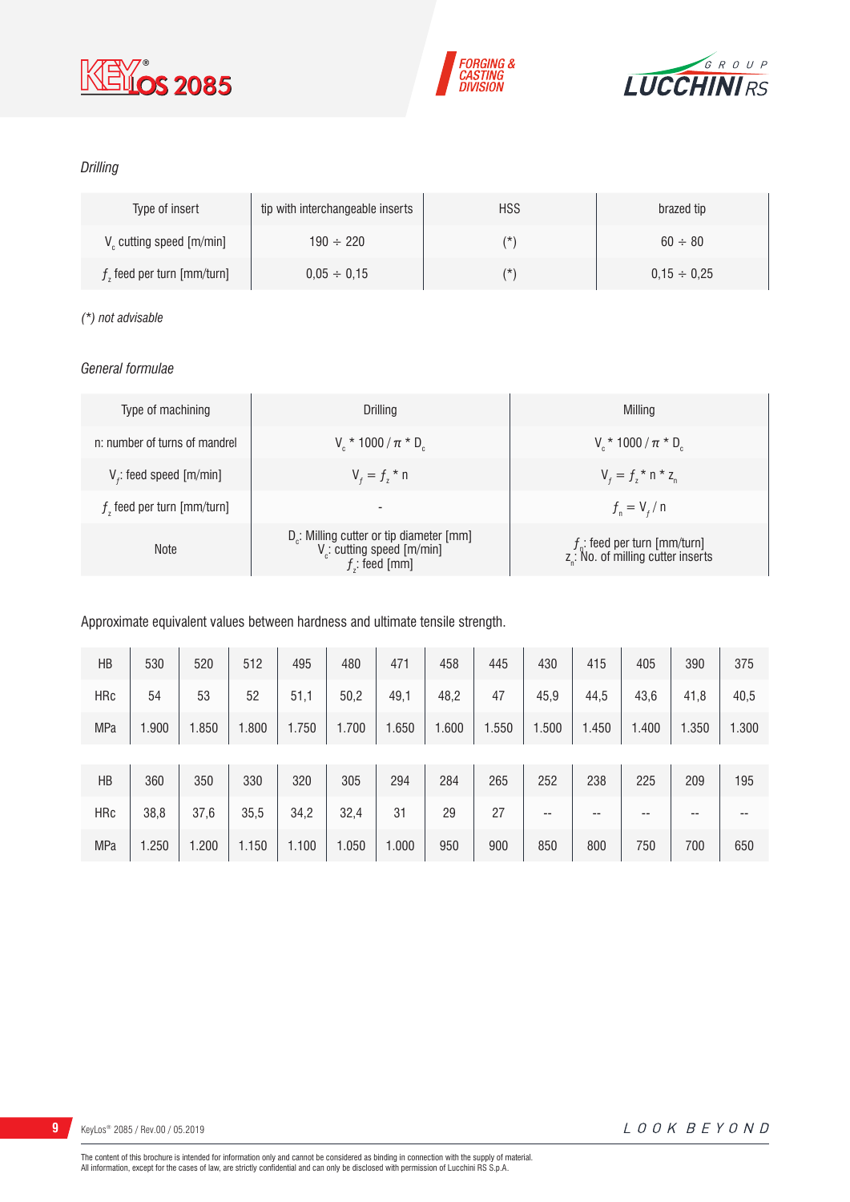*Drilling*

| Type of insert | tip with interchangeable inserts | HSS | brazed tip |
|---|---|---|---|
| $V_c$ cutting speed [m/min] | 190 ÷ 220 | (*) | 60 ÷ 80 |
| $f_z$ feed per turn [mm/turn] | 0,05 ÷ 0,15 | (*) | 0,15 ÷ 0,25 |

*(*) not advisable*

*General formulae*

| Type of machining | Drilling | Milling |
|---|---|---|
| n: number of turns of mandrel | $V_c * 1000 / \pi * D_c$ | $V_c * 1000 / \pi * D_c$ |
| $V_f$: feed speed [m/min] | $V_f = f_z * n$ | $V_f = f_z * n * z_n$ |
| $f_z$ feed per turn [mm/turn] | - | $f_n = V_f / n$ |
| Note | $D_c$: Milling cutter or tip diameter [mm]<br>$V_c$: cutting speed [m/min]<br>$f_z$: feed [mm] | $f_n$: feed per turn [mm/turn]<br>$z_n$: No. of milling cutter inserts |

Approximate equivalent values between hardness and ultimate tensile strength.

| HB | 530 | 520 | 512 | 495 | 480 | 471 | 458 | 445 | 430 | 415 | 405 | 390 | 375 |
|---|---|---|---|---|---|---|---|---|---|---|---|---|---|
| HRc | 54 | 53 | 52 | 51,1 | 50,2 | 49,1 | 48,2 | 47 | 45,9 | 44,5 | 43,6 | 41,8 | 40,5 |
| MPa | 1.900 | 1.850 | 1.800 | 1.750 | 1.700 | 1.650 | 1.600 | 1.550 | 1.500 | 1.450 | 1.400 | 1.350 | 1.300 |
| HB | 360 | 350 | 330 | 320 | 305 | 294 | 284 | 265 | 252 | 238 | 225 | 209 | 195 |
| HRc | 38,8 | 37,6 | 35,5 | 34,2 | 32,4 | 31 | 29 | 27 | -- | -- | -- | -- | -- |
| MPa | 1.250 | 1.200 | 1.150 | 1.100 | 1.050 | 1.000 | 950 | 900 | 850 | 800 | 750 | 700 | 650 |

The content of this brochure is intended for information only and cannot be considered as binding in connection with the supply of material.
All information, except for the cases of law, are strictly confidential and can only be disclosed with permission of Lucchini RS S.p.A.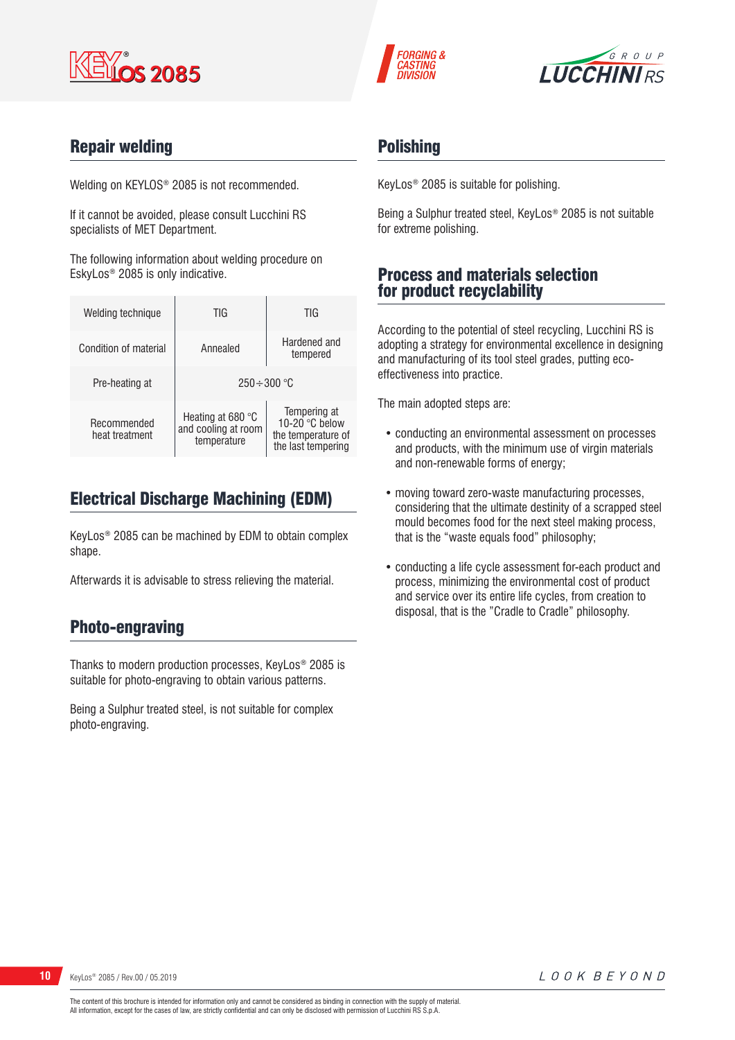## Repair welding

Welding on KEYLOS® 2085 is not recommended.

If it cannot be avoided, please consult Lucchini RS specialists of MET Department.

The following information about welding procedure on EskyLos® 2085 is only indicative.

| | | |
|---|---|---|
| Welding technique | TIG | TIG |
| Condition of material | Annealed | Hardened and tempered |
| Pre-heating at | 250 ÷ 300 °C | |
| Recommended heat treatment | Heating at 680 °C and cooling at room temperature | Tempering at 10-20 °C below the temperature of the last tempering |

## Electrical Discharge Machining (EDM)

KeyLos® 2085 can be machined by EDM to obtain complex shape.

Afterwards it is advisable to stress relieving the material.

## Photo-engraving

Thanks to modern production processes, KeyLos® 2085 is suitable for photo-engraving to obtain various patterns.

Being a Sulphur treated steel, is not suitable for complex photo-engraving.

## Polishing

KeyLos® 2085 is suitable for polishing.

Being a Sulphur treated steel, KeyLos® 2085 is not suitable for extreme polishing.

## Process and materials selection for product recyclability

According to the potential of steel recycling, Lucchini RS is adopting a strategy for environmental excellence in designing and manufacturing of its tool steel grades, putting eco-effectiveness into practice.

The main adopted steps are:

- conducting an environmental assessment on processes and products, with the minimum use of virgin materials and non-renewable forms of energy;
- moving toward zero-waste manufacturing processes, considering that the ultimate destinity of a scrapped steel mould becomes food for the next steel making process, that is the “waste equals food” philosophy;
- conducting a life cycle assessment for-each product and process, minimizing the environmental cost of product and service over its entire life cycles, from creation to disposal, that is the ”Cradle to Cradle” philosophy.

The content of this brochure is intended for information only and cannot be considered as binding in connection with the supply of material.
All information, except for the cases of law, are strictly confidential and can only be disclosed with permission of Lucchini RS S.p.A.